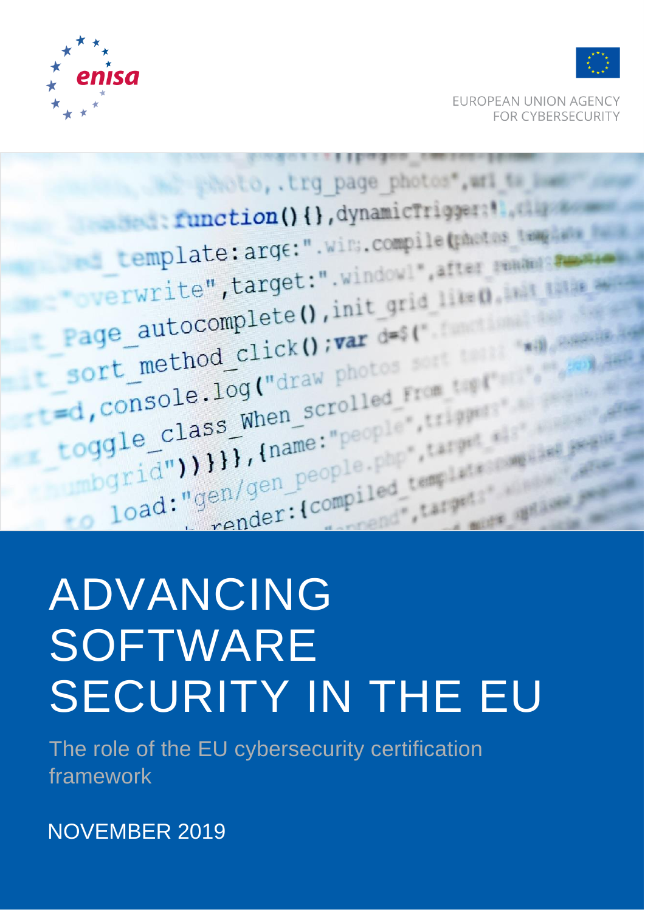enisa

EUROPEAN UNION AGENCY FOR CYBERSECURITY

# ADVANCING SOFTWARE SECURITY IN THE EU

## The role of the EU cybersecurity certification framework

NOVEMBER 2019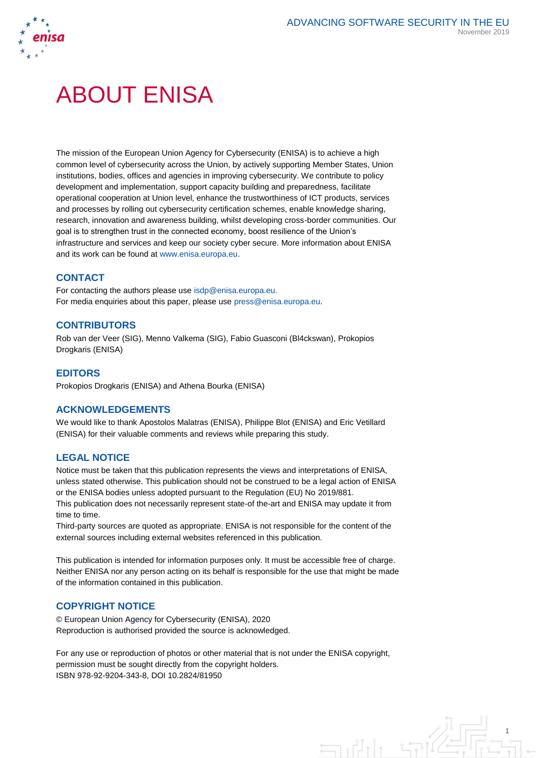# ABOUT ENISA

The mission of the European Union Agency for Cybersecurity (ENISA) is to achieve a high common level of cybersecurity across the Union, by actively supporting Member States, Union institutions, bodies, offices and agencies in improving cybersecurity. We contribute to policy development and implementation, support capacity building and preparedness, facilitate operational cooperation at Union level, enhance the trustworthiness of ICT products, services and processes by rolling out cybersecurity certification schemes, enable knowledge sharing, research, innovation and awareness building, whilst developing cross-border communities. Our goal is to strengthen trust in the connected economy, boost resilience of the Union's infrastructure and services and keep our society cyber secure. More information about ENISA and its work can be found at www.enisa.europa.eu.

## CONTACT

For contacting the authors please use isdp@enisa.europa.eu.
For media enquiries about this paper, please use press@enisa.europa.eu.

## CONTRIBUTORS

Rob van der Veer (SIG), Menno Valkema (SIG), Fabio Guasconi (Bl4ckswan), Prokopios Drogkaris (ENISA)

## EDITORS

Prokopios Drogkaris (ENISA) and Athena Bourka (ENISA)

## ACKNOWLEDGEMENTS

We would like to thank Apostolos Malatras (ENISA), Philippe Blot (ENISA) and Eric Vetillard (ENISA) for their valuable comments and reviews while preparing this study.

## LEGAL NOTICE

Notice must be taken that this publication represents the views and interpretations of ENISA, unless stated otherwise. This publication should not be construed to be a legal action of ENISA or the ENISA bodies unless adopted pursuant to the Regulation (EU) No 2019/881.
This publication does not necessarily represent state-of the-art and ENISA may update it from time to time.
Third-party sources are quoted as appropriate. ENISA is not responsible for the content of the external sources including external websites referenced in this publication.

This publication is intended for information purposes only. It must be accessible free of charge. Neither ENISA nor any person acting on its behalf is responsible for the use that might be made of the information contained in this publication.

## COPYRIGHT NOTICE

© European Union Agency for Cybersecurity (ENISA), 2020
Reproduction is authorised provided the source is acknowledged.

For any use or reproduction of photos or other material that is not under the ENISA copyright, permission must be sought directly from the copyright holders.
ISBN 978-92-9204-343-8, DOI 10.2824/81950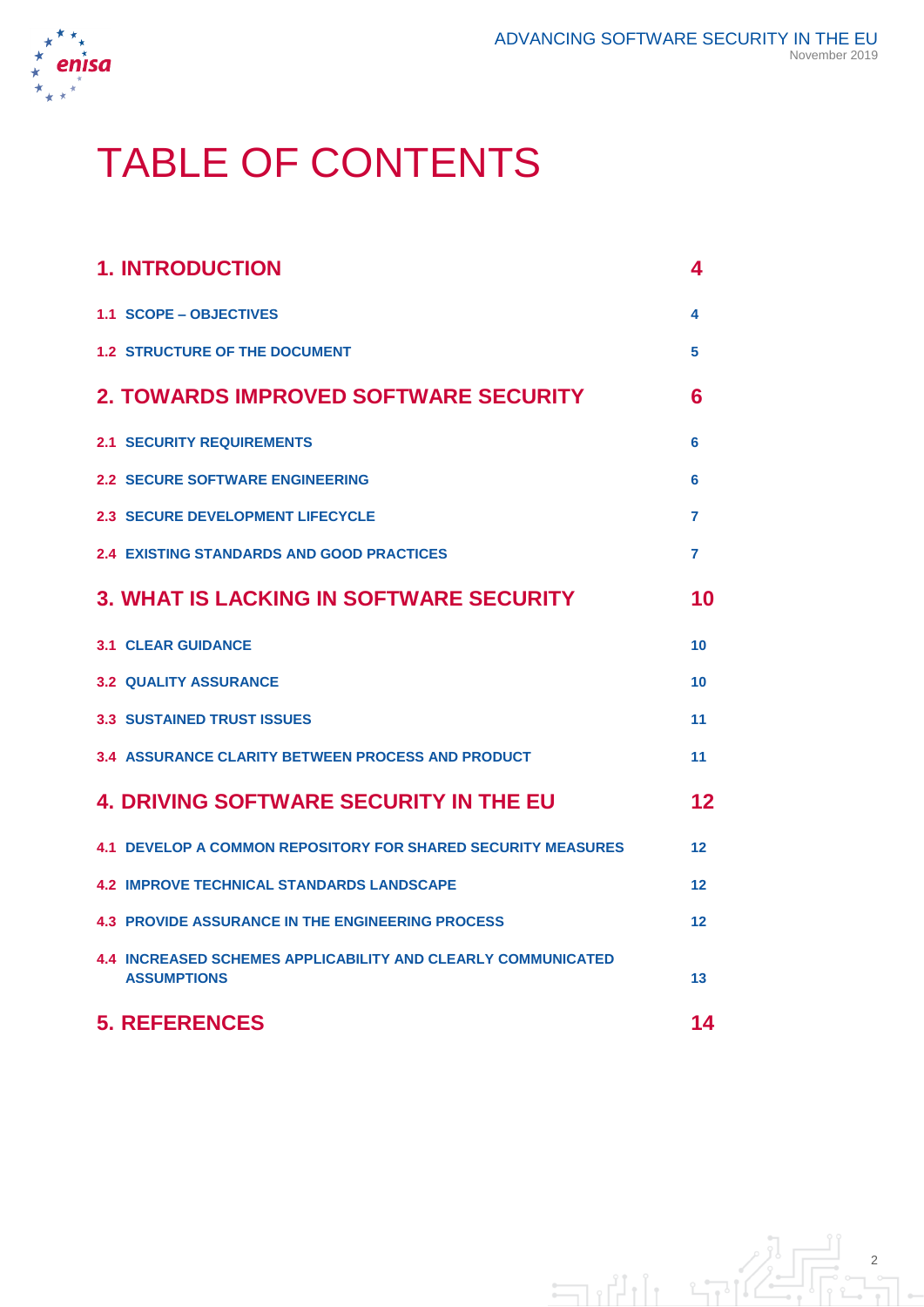# TABLE OF CONTENTS

| | |
|---|---|
| **1. INTRODUCTION** | **4** |
| 1.1 SCOPE – OBJECTIVES | 4 |
| 1.2 STRUCTURE OF THE DOCUMENT | 5 |
| **2. TOWARDS IMPROVED SOFTWARE SECURITY** | **6** |
| 2.1 SECURITY REQUIREMENTS | 6 |
| 2.2 SECURE SOFTWARE ENGINEERING | 6 |
| 2.3 SECURE DEVELOPMENT LIFECYCLE | 7 |
| 2.4 EXISTING STANDARDS AND GOOD PRACTICES | 7 |
| **3. WHAT IS LACKING IN SOFTWARE SECURITY** | **10** |
| 3.1 CLEAR GUIDANCE | 10 |
| 3.2 QUALITY ASSURANCE | 10 |
| 3.3 SUSTAINED TRUST ISSUES | 11 |
| 3.4 ASSURANCE CLARITY BETWEEN PROCESS AND PRODUCT | 11 |
| **4. DRIVING SOFTWARE SECURITY IN THE EU** | **12** |
| 4.1 DEVELOP A COMMON REPOSITORY FOR SHARED SECURITY MEASURES | 12 |
| 4.2 IMPROVE TECHNICAL STANDARDS LANDSCAPE | 12 |
| 4.3 PROVIDE ASSURANCE IN THE ENGINEERING PROCESS | 12 |
| 4.4 INCREASED SCHEMES APPLICABILITY AND CLEARLY COMMUNICATED ASSUMPTIONS | 13 |
| **5. REFERENCES** | **14** |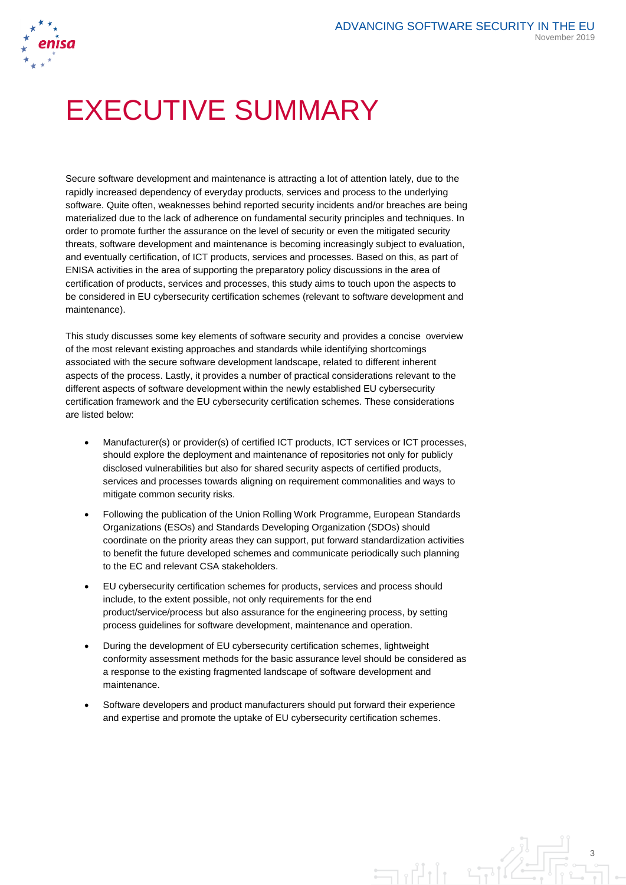# EXECUTIVE SUMMARY

Secure software development and maintenance is attracting a lot of attention lately, due to the rapidly increased dependency of everyday products, services and process to the underlying software. Quite often, weaknesses behind reported security incidents and/or breaches are being materialized due to the lack of adherence on fundamental security principles and techniques. In order to promote further the assurance on the level of security or even the mitigated security threats, software development and maintenance is becoming increasingly subject to evaluation, and eventually certification, of ICT products, services and processes. Based on this, as part of ENISA activities in the area of supporting the preparatory policy discussions in the area of certification of products, services and processes, this study aims to touch upon the aspects to be considered in EU cybersecurity certification schemes (relevant to software development and maintenance).

This study discusses some key elements of software security and provides a concise overview of the most relevant existing approaches and standards while identifying shortcomings associated with the secure software development landscape, related to different inherent aspects of the process. Lastly, it provides a number of practical considerations relevant to the different aspects of software development within the newly established EU cybersecurity certification framework and the EU cybersecurity certification schemes. These considerations are listed below:

- Manufacturer(s) or provider(s) of certified ICT products, ICT services or ICT processes, should explore the deployment and maintenance of repositories not only for publicly disclosed vulnerabilities but also for shared security aspects of certified products, services and processes towards aligning on requirement commonalities and ways to mitigate common security risks.
- Following the publication of the Union Rolling Work Programme, European Standards Organizations (ESOs) and Standards Developing Organization (SDOs) should coordinate on the priority areas they can support, put forward standardization activities to benefit the future developed schemes and communicate periodically such planning to the EC and relevant CSA stakeholders.
- EU cybersecurity certification schemes for products, services and process should include, to the extent possible, not only requirements for the end product/service/process but also assurance for the engineering process, by setting process guidelines for software development, maintenance and operation.
- During the development of EU cybersecurity certification schemes, lightweight conformity assessment methods for the basic assurance level should be considered as a response to the existing fragmented landscape of software development and maintenance.
- Software developers and product manufacturers should put forward their experience and expertise and promote the uptake of EU cybersecurity certification schemes.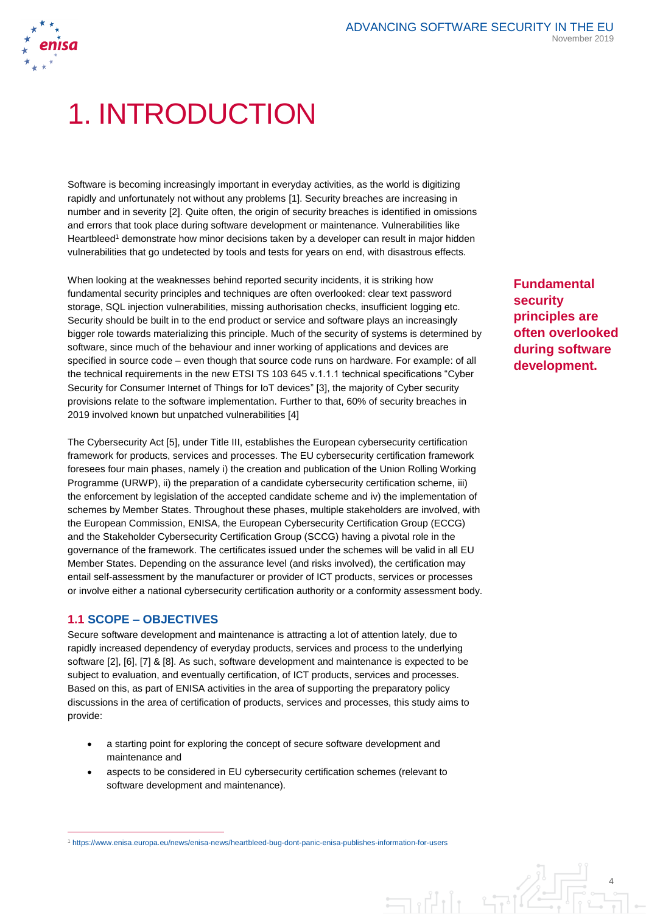# 1. INTRODUCTION

Software is becoming increasingly important in everyday activities, as the world is digitizing rapidly and unfortunately not without any problems [1]. Security breaches are increasing in number and in severity [2]. Quite often, the origin of security breaches is identified in omissions and errors that took place during software development or maintenance. Vulnerabilities like Heartbleed[1] demonstrate how minor decisions taken by a developer can result in major hidden vulnerabilities that go undetected by tools and tests for years on end, with disastrous effects.

**Fundamental security principles are often overlooked during software development.**

When looking at the weaknesses behind reported security incidents, it is striking how fundamental security principles and techniques are often overlooked: clear text password storage, SQL injection vulnerabilities, missing authorisation checks, insufficient logging etc. Security should be built in to the end product or service and software plays an increasingly bigger role towards materializing this principle. Much of the security of systems is determined by software, since much of the behaviour and inner working of applications and devices are specified in source code – even though that source code runs on hardware. For example: of all the technical requirements in the new ETSI TS 103 645 v.1.1.1 technical specifications "Cyber Security for Consumer Internet of Things for IoT devices" [3], the majority of Cyber security provisions relate to the software implementation. Further to that, 60% of security breaches in 2019 involved known but unpatched vulnerabilities [4]

The Cybersecurity Act [5], under Title III, establishes the European cybersecurity certification framework for products, services and processes. The EU cybersecurity certification framework foresees four main phases, namely i) the creation and publication of the Union Rolling Working Programme (URWP), ii) the preparation of a candidate cybersecurity certification scheme, iii) the enforcement by legislation of the accepted candidate scheme and iv) the implementation of schemes by Member States. Throughout these phases, multiple stakeholders are involved, with the European Commission, ENISA, the European Cybersecurity Certification Group (ECCG) and the Stakeholder Cybersecurity Certification Group (SCCG) having a pivotal role in the governance of the framework. The certificates issued under the schemes will be valid in all EU Member States. Depending on the assurance level (and risks involved), the certification may entail self-assessment by the manufacturer or provider of ICT products, services or processes or involve either a national cybersecurity certification authority or a conformity assessment body.

## 1.1 SCOPE – OBJECTIVES

Secure software development and maintenance is attracting a lot of attention lately, due to rapidly increased dependency of everyday products, services and process to the underlying software [2], [6], [7] & [8]. As such, software development and maintenance is expected to be subject to evaluation, and eventually certification, of ICT products, services and processes. Based on this, as part of ENISA activities in the area of supporting the preparatory policy discussions in the area of certification of products, services and processes, this study aims to provide:

- a starting point for exploring the concept of secure software development and maintenance and
- aspects to be considered in EU cybersecurity certification schemes (relevant to software development and maintenance).

[1] https://www.enisa.europa.eu/news/enisa-news/heartbleed-bug-dont-panic-enisa-publishes-information-for-users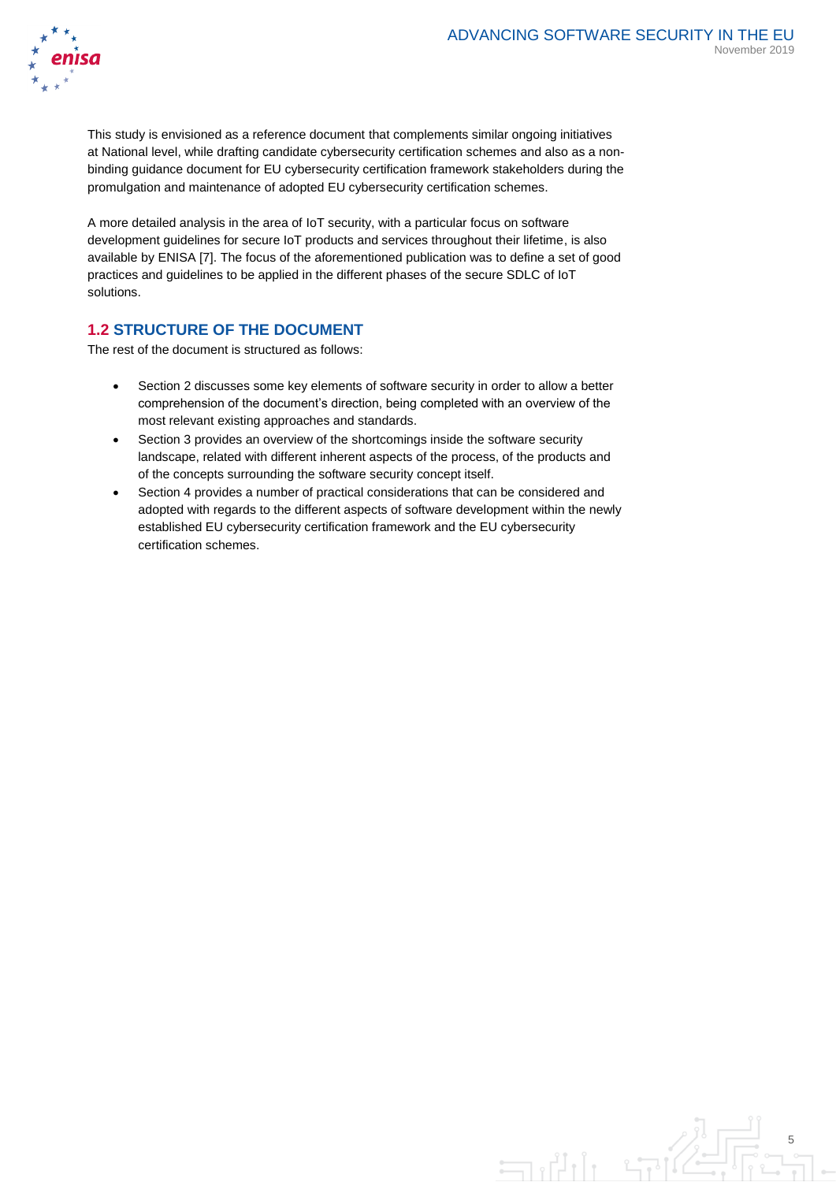This study is envisioned as a reference document that complements similar ongoing initiatives at National level, while drafting candidate cybersecurity certification schemes and also as a non-binding guidance document for EU cybersecurity certification framework stakeholders during the promulgation and maintenance of adopted EU cybersecurity certification schemes.

A more detailed analysis in the area of IoT security, with a particular focus on software development guidelines for secure IoT products and services throughout their lifetime, is also available by ENISA [7]. The focus of the aforementioned publication was to define a set of good practices and guidelines to be applied in the different phases of the secure SDLC of IoT solutions.

## 1.2 STRUCTURE OF THE DOCUMENT

The rest of the document is structured as follows:

- Section 2 discusses some key elements of software security in order to allow a better comprehension of the document's direction, being completed with an overview of the most relevant existing approaches and standards.
- Section 3 provides an overview of the shortcomings inside the software security landscape, related with different inherent aspects of the process, of the products and of the concepts surrounding the software security concept itself.
- Section 4 provides a number of practical considerations that can be considered and adopted with regards to the different aspects of software development within the newly established EU cybersecurity certification framework and the EU cybersecurity certification schemes.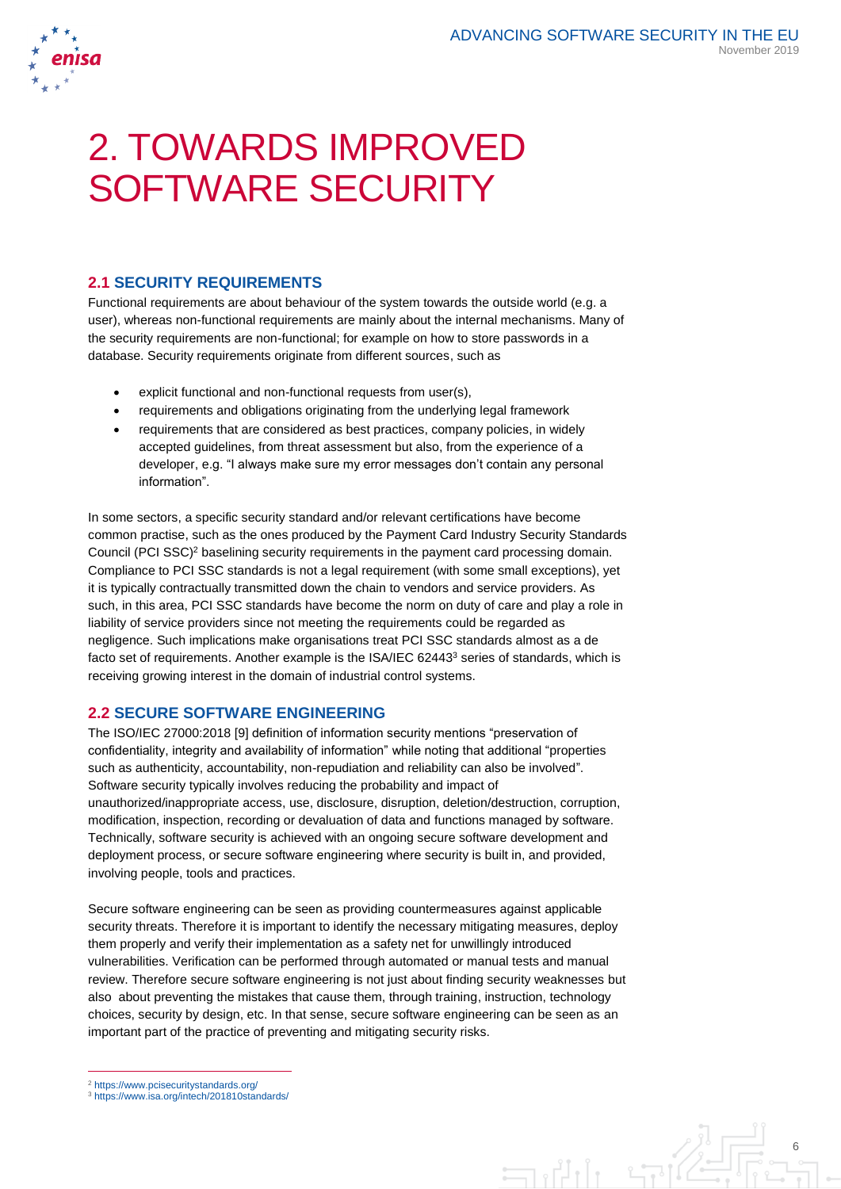# 2. TOWARDS IMPROVED SOFTWARE SECURITY

## 2.1 SECURITY REQUIREMENTS

Functional requirements are about behaviour of the system towards the outside world (e.g. a user), whereas non-functional requirements are mainly about the internal mechanisms. Many of the security requirements are non-functional; for example on how to store passwords in a database. Security requirements originate from different sources, such as

- explicit functional and non-functional requests from user(s),
- requirements and obligations originating from the underlying legal framework
- requirements that are considered as best practices, company policies, in widely accepted guidelines, from threat assessment but also, from the experience of a developer, e.g. "I always make sure my error messages don't contain any personal information".

In some sectors, a specific security standard and/or relevant certifications have become common practise, such as the ones produced by the Payment Card Industry Security Standards Council (PCI SSC)[2] baselining security requirements in the payment card processing domain. Compliance to PCI SSC standards is not a legal requirement (with some small exceptions), yet it is typically contractually transmitted down the chain to vendors and service providers. As such, in this area, PCI SSC standards have become the norm on duty of care and play a role in liability of service providers since not meeting the requirements could be regarded as negligence. Such implications make organisations treat PCI SSC standards almost as a de facto set of requirements. Another example is the ISA/IEC 62443[3] series of standards, which is receiving growing interest in the domain of industrial control systems.

## 2.2 SECURE SOFTWARE ENGINEERING

The ISO/IEC 27000:2018 [9] definition of information security mentions "preservation of confidentiality, integrity and availability of information" while noting that additional "properties such as authenticity, accountability, non-repudiation and reliability can also be involved". Software security typically involves reducing the probability and impact of unauthorized/inappropriate access, use, disclosure, disruption, deletion/destruction, corruption, modification, inspection, recording or devaluation of data and functions managed by software. Technically, software security is achieved with an ongoing secure software development and deployment process, or secure software engineering where security is built in, and provided, involving people, tools and practices.

Secure software engineering can be seen as providing countermeasures against applicable security threats. Therefore it is important to identify the necessary mitigating measures, deploy them properly and verify their implementation as a safety net for unwillingly introduced vulnerabilities. Verification can be performed through automated or manual tests and manual review. Therefore secure software engineering is not just about finding security weaknesses but also about preventing the mistakes that cause them, through training, instruction, technology choices, security by design, etc. In that sense, secure software engineering can be seen as an important part of the practice of preventing and mitigating security risks.

---

[2] https://www.pcisecuritystandards.org/

[3] https://www.isa.org/intech/201810standards/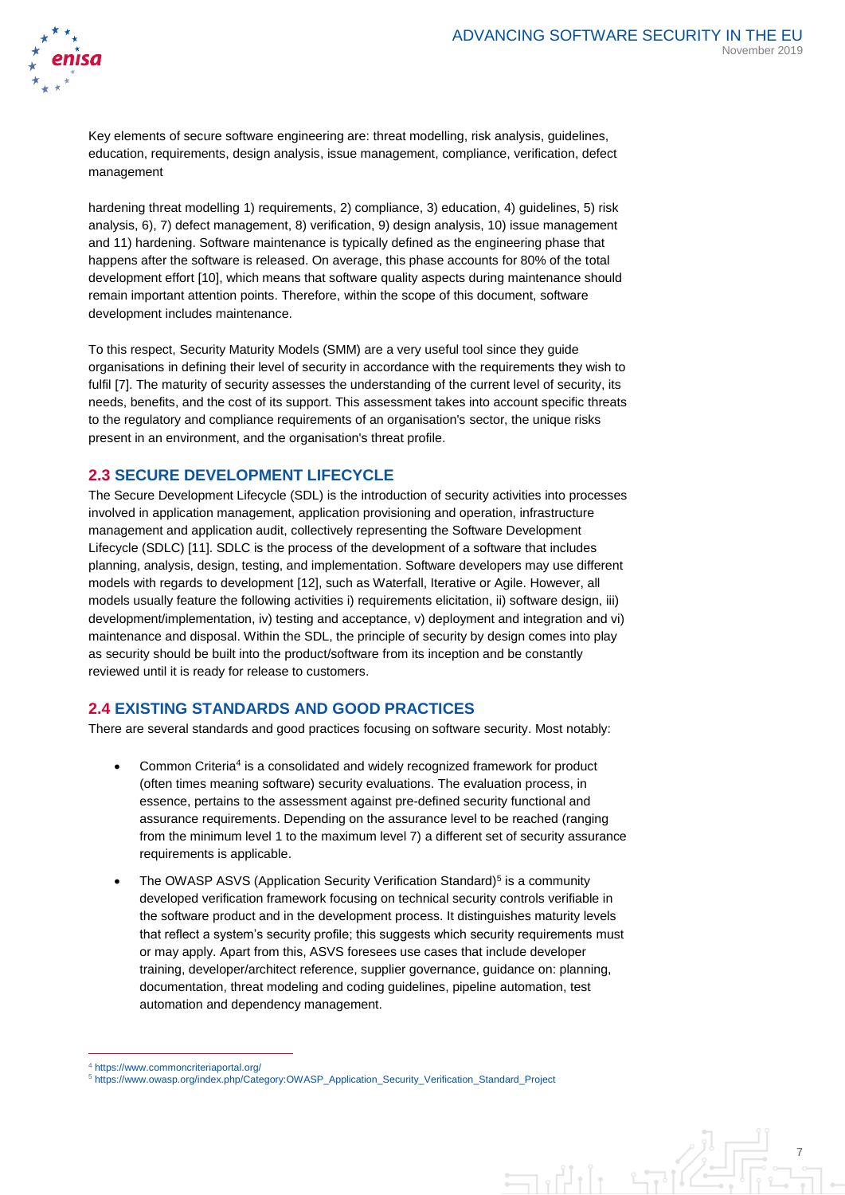Key elements of secure software engineering are: threat modelling, risk analysis, guidelines, education, requirements, design analysis, issue management, compliance, verification, defect management

hardening threat modelling 1) requirements, 2) compliance, 3) education, 4) guidelines, 5) risk analysis, 6), 7) defect management, 8) verification, 9) design analysis, 10) issue management and 11) hardening. Software maintenance is typically defined as the engineering phase that happens after the software is released. On average, this phase accounts for 80% of the total development effort [10], which means that software quality aspects during maintenance should remain important attention points. Therefore, within the scope of this document, software development includes maintenance.

To this respect, Security Maturity Models (SMM) are a very useful tool since they guide organisations in defining their level of security in accordance with the requirements they wish to fulfil [7]. The maturity of security assesses the understanding of the current level of security, its needs, benefits, and the cost of its support. This assessment takes into account specific threats to the regulatory and compliance requirements of an organisation's sector, the unique risks present in an environment, and the organisation's threat profile.

## 2.3 SECURE DEVELOPMENT LIFECYCLE

The Secure Development Lifecycle (SDL) is the introduction of security activities into processes involved in application management, application provisioning and operation, infrastructure management and application audit, collectively representing the Software Development Lifecycle (SDLC) [11]. SDLC is the process of the development of a software that includes planning, analysis, design, testing, and implementation. Software developers may use different models with regards to development [12], such as Waterfall, Iterative or Agile. However, all models usually feature the following activities i) requirements elicitation, ii) software design, iii) development/implementation, iv) testing and acceptance, v) deployment and integration and vi) maintenance and disposal. Within the SDL, the principle of security by design comes into play as security should be built into the product/software from its inception and be constantly reviewed until it is ready for release to customers.

## 2.4 EXISTING STANDARDS AND GOOD PRACTICES

There are several standards and good practices focusing on software security. Most notably:

- Common Criteria[4] is a consolidated and widely recognized framework for product (often times meaning software) security evaluations. The evaluation process, in essence, pertains to the assessment against pre-defined security functional and assurance requirements. Depending on the assurance level to be reached (ranging from the minimum level 1 to the maximum level 7) a different set of security assurance requirements is applicable.
- The OWASP ASVS (Application Security Verification Standard)[5] is a community developed verification framework focusing on technical security controls verifiable in the software product and in the development process. It distinguishes maturity levels that reflect a system's security profile; this suggests which security requirements must or may apply. Apart from this, ASVS foresees use cases that include developer training, developer/architect reference, supplier governance, guidance on: planning, documentation, threat modeling and coding guidelines, pipeline automation, test automation and dependency management.

[4] https://www.commoncriteriaportal.org/

[5] https://www.owasp.org/index.php/Category:OWASP_Application_Security_Verification_Standard_Project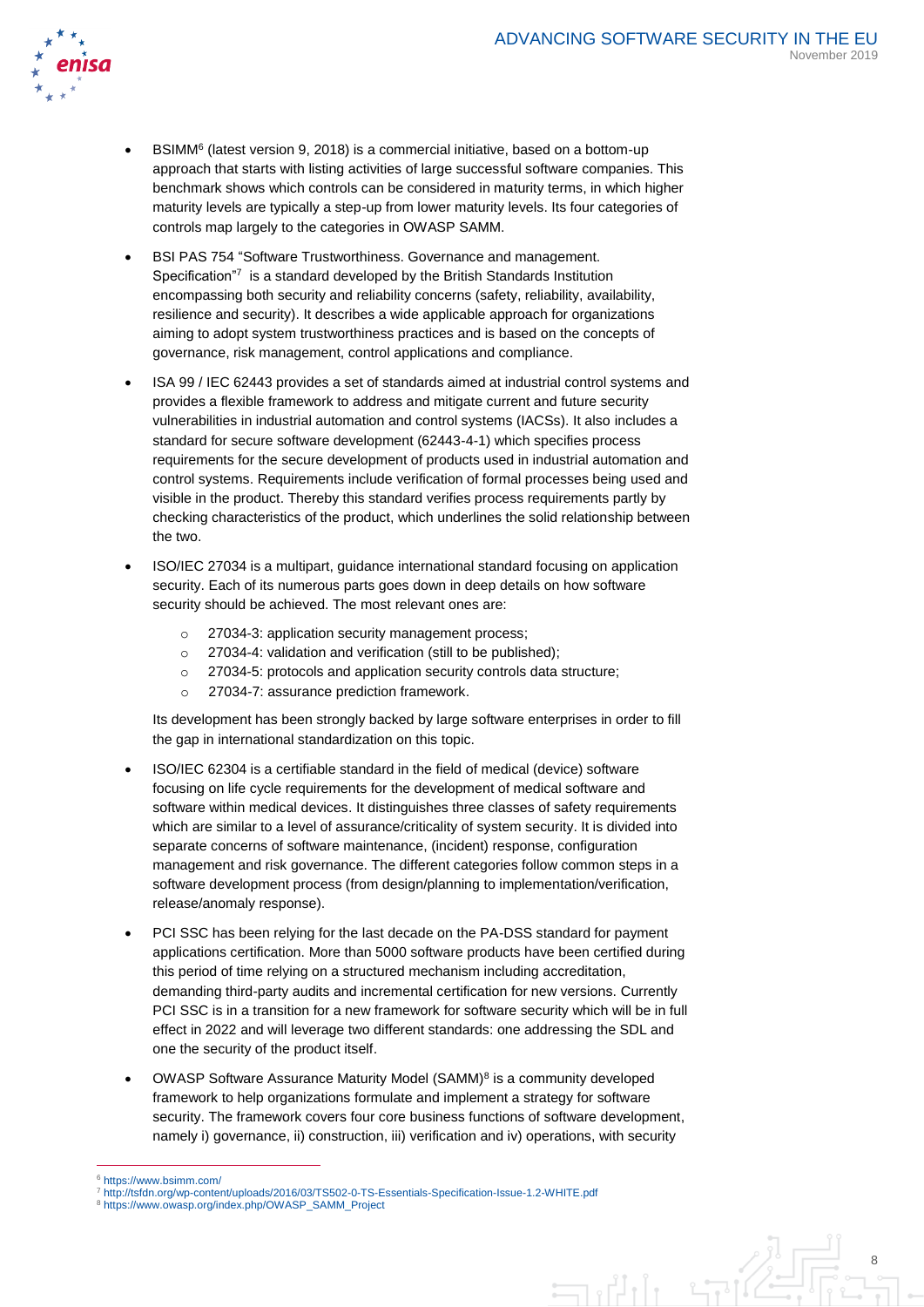- BSIMM[6] (latest version 9, 2018) is a commercial initiative, based on a bottom-up approach that starts with listing activities of large successful software companies. This benchmark shows which controls can be considered in maturity terms, in which higher maturity levels are typically a step-up from lower maturity levels. Its four categories of controls map largely to the categories in OWASP SAMM.

- BSI PAS 754 "Software Trustworthiness. Governance and management. Specification"[7] is a standard developed by the British Standards Institution encompassing both security and reliability concerns (safety, reliability, availability, resilience and security). It describes a wide applicable approach for organizations aiming to adopt system trustworthiness practices and is based on the concepts of governance, risk management, control applications and compliance.

- ISA 99 / IEC 62443 provides a set of standards aimed at industrial control systems and provides a flexible framework to address and mitigate current and future security vulnerabilities in industrial automation and control systems (IACSs). It also includes a standard for secure software development (62443-4-1) which specifies process requirements for the secure development of products used in industrial automation and control systems. Requirements include verification of formal processes being used and visible in the product. Thereby this standard verifies process requirements partly by checking characteristics of the product, which underlines the solid relationship between the two.

- ISO/IEC 27034 is a multipart, guidance international standard focusing on application security. Each of its numerous parts goes down in deep details on how software security should be achieved. The most relevant ones are:

  - 27034-3: application security management process;
  - 27034-4: validation and verification (still to be published);
  - 27034-5: protocols and application security controls data structure;
  - 27034-7: assurance prediction framework.

  Its development has been strongly backed by large software enterprises in order to fill the gap in international standardization on this topic.

- ISO/IEC 62304 is a certifiable standard in the field of medical (device) software focusing on life cycle requirements for the development of medical software and software within medical devices. It distinguishes three classes of safety requirements which are similar to a level of assurance/criticality of system security. It is divided into separate concerns of software maintenance, (incident) response, configuration management and risk governance. The different categories follow common steps in a software development process (from design/planning to implementation/verification, release/anomaly response).

- PCI SSC has been relying for the last decade on the PA-DSS standard for payment applications certification. More than 5000 software products have been certified during this period of time relying on a structured mechanism including accreditation, demanding third-party audits and incremental certification for new versions. Currently PCI SSC is in a transition for a new framework for software security which will be in full effect in 2022 and will leverage two different standards: one addressing the SDL and one the security of the product itself.

- OWASP Software Assurance Maturity Model (SAMM)[8] is a community developed framework to help organizations formulate and implement a strategy for software security. The framework covers four core business functions of software development, namely i) governance, ii) construction, iii) verification and iv) operations, with security

---

[6] https://www.bsimm.com/

[7] http://tsfdn.org/wp-content/uploads/2016/03/TS502-0-TS-Essentials-Specification-Issue-1.2-WHITE.pdf

[8] https://www.owasp.org/index.php/OWASP_SAMM_Project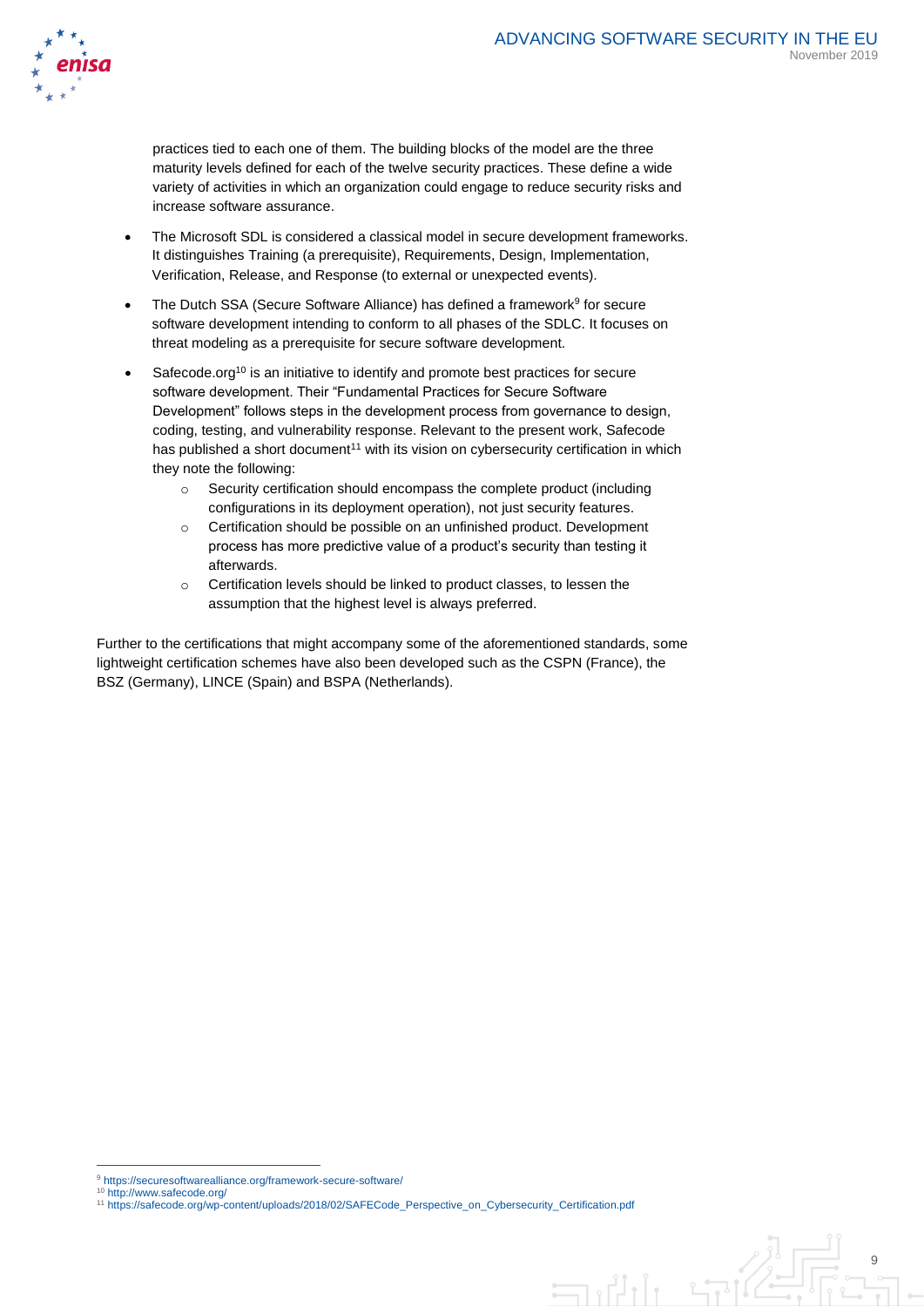practices tied to each one of them. The building blocks of the model are the three maturity levels defined for each of the twelve security practices. These define a wide variety of activities in which an organization could engage to reduce security risks and increase software assurance.

- The Microsoft SDL is considered a classical model in secure development frameworks. It distinguishes Training (a prerequisite), Requirements, Design, Implementation, Verification, Release, and Response (to external or unexpected events).
- The Dutch SSA (Secure Software Alliance) has defined a framework[9] for secure software development intending to conform to all phases of the SDLC. It focuses on threat modeling as a prerequisite for secure software development.
- Safecode.org[10] is an initiative to identify and promote best practices for secure software development. Their "Fundamental Practices for Secure Software Development" follows steps in the development process from governance to design, coding, testing, and vulnerability response. Relevant to the present work, Safecode has published a short document[11] with its vision on cybersecurity certification in which they note the following:
    - Security certification should encompass the complete product (including configurations in its deployment operation), not just security features.
    - Certification should be possible on an unfinished product. Development process has more predictive value of a product's security than testing it afterwards.
    - Certification levels should be linked to product classes, to lessen the assumption that the highest level is always preferred.

Further to the certifications that might accompany some of the aforementioned standards, some lightweight certification schemes have also been developed such as the CSPN (France), the BSZ (Germany), LINCE (Spain) and BSPA (Netherlands).

---

[9] https://securesoftwarealliance.org/framework-secure-software/
[10] http://www.safecode.org/
[11] https://safecode.org/wp-content/uploads/2018/02/SAFECode_Perspective_on_Cybersecurity_Certification.pdf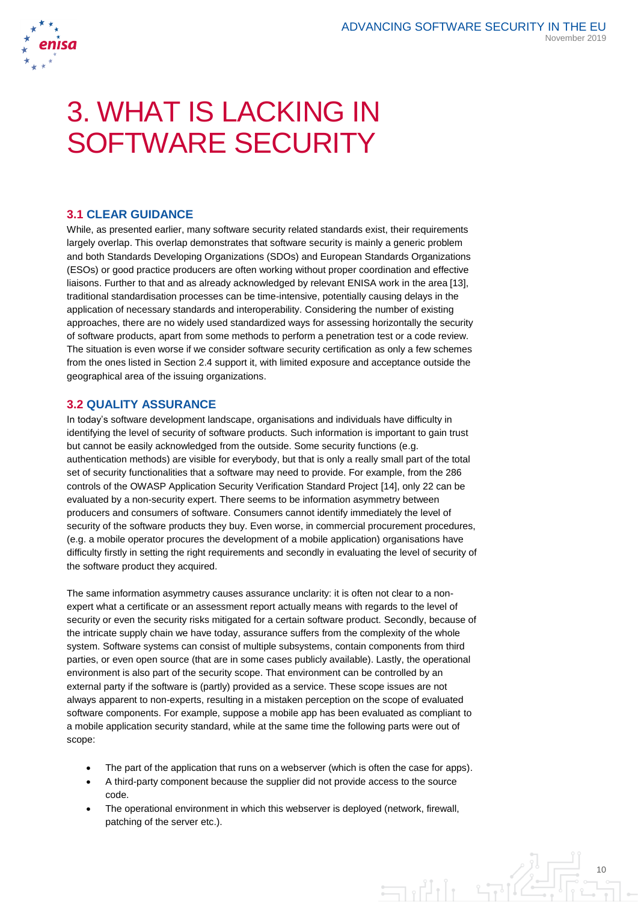# 3. WHAT IS LACKING IN SOFTWARE SECURITY

## 3.1 CLEAR GUIDANCE

While, as presented earlier, many software security related standards exist, their requirements largely overlap. This overlap demonstrates that software security is mainly a generic problem and both Standards Developing Organizations (SDOs) and European Standards Organizations (ESOs) or good practice producers are often working without proper coordination and effective liaisons. Further to that and as already acknowledged by relevant ENISA work in the area [13], traditional standardisation processes can be time-intensive, potentially causing delays in the application of necessary standards and interoperability. Considering the number of existing approaches, there are no widely used standardized ways for assessing horizontally the security of software products, apart from some methods to perform a penetration test or a code review. The situation is even worse if we consider software security certification as only a few schemes from the ones listed in Section 2.4 support it, with limited exposure and acceptance outside the geographical area of the issuing organizations.

## 3.2 QUALITY ASSURANCE

In today's software development landscape, organisations and individuals have difficulty in identifying the level of security of software products. Such information is important to gain trust but cannot be easily acknowledged from the outside. Some security functions (e.g. authentication methods) are visible for everybody, but that is only a really small part of the total set of security functionalities that a software may need to provide. For example, from the 286 controls of the OWASP Application Security Verification Standard Project [14], only 22 can be evaluated by a non-security expert. There seems to be information asymmetry between producers and consumers of software. Consumers cannot identify immediately the level of security of the software products they buy. Even worse, in commercial procurement procedures, (e.g. a mobile operator procures the development of a mobile application) organisations have difficulty firstly in setting the right requirements and secondly in evaluating the level of security of the software product they acquired.

The same information asymmetry causes assurance unclarity: it is often not clear to a non-expert what a certificate or an assessment report actually means with regards to the level of security or even the security risks mitigated for a certain software product. Secondly, because of the intricate supply chain we have today, assurance suffers from the complexity of the whole system. Software systems can consist of multiple subsystems, contain components from third parties, or even open source (that are in some cases publicly available). Lastly, the operational environment is also part of the security scope. That environment can be controlled by an external party if the software is (partly) provided as a service. These scope issues are not always apparent to non-experts, resulting in a mistaken perception on the scope of evaluated software components. For example, suppose a mobile app has been evaluated as compliant to a mobile application security standard, while at the same time the following parts were out of scope:

- The part of the application that runs on a webserver (which is often the case for apps).
- A third-party component because the supplier did not provide access to the source code.
- The operational environment in which this webserver is deployed (network, firewall, patching of the server etc.).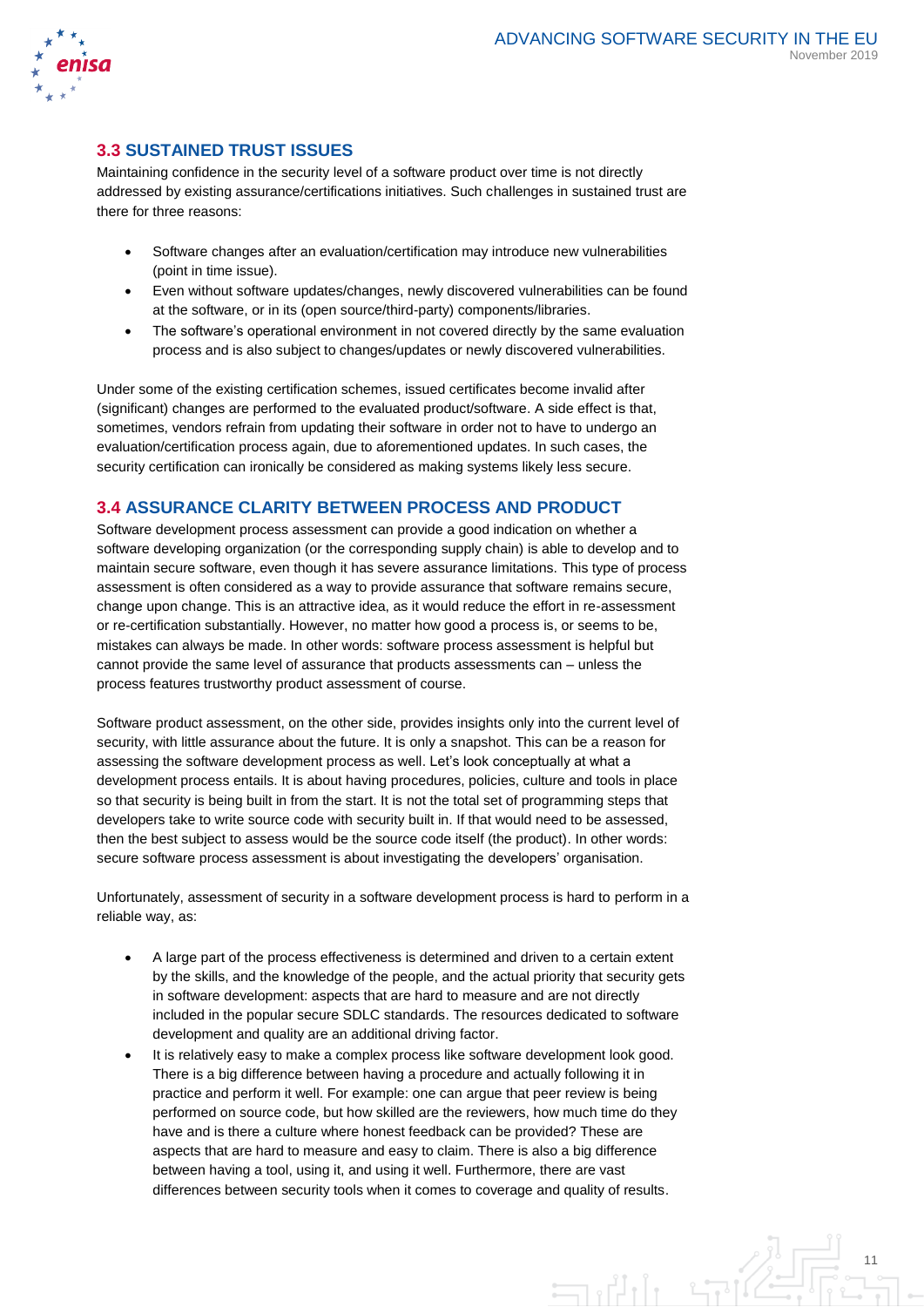## 3.3 SUSTAINED TRUST ISSUES

Maintaining confidence in the security level of a software product over time is not directly addressed by existing assurance/certifications initiatives. Such challenges in sustained trust are there for three reasons:

- Software changes after an evaluation/certification may introduce new vulnerabilities (point in time issue).
- Even without software updates/changes, newly discovered vulnerabilities can be found at the software, or in its (open source/third-party) components/libraries.
- The software's operational environment in not covered directly by the same evaluation process and is also subject to changes/updates or newly discovered vulnerabilities.

Under some of the existing certification schemes, issued certificates become invalid after (significant) changes are performed to the evaluated product/software. A side effect is that, sometimes, vendors refrain from updating their software in order not to have to undergo an evaluation/certification process again, due to aforementioned updates. In such cases, the security certification can ironically be considered as making systems likely less secure.

## 3.4 ASSURANCE CLARITY BETWEEN PROCESS AND PRODUCT

Software development process assessment can provide a good indication on whether a software developing organization (or the corresponding supply chain) is able to develop and to maintain secure software, even though it has severe assurance limitations. This type of process assessment is often considered as a way to provide assurance that software remains secure, change upon change. This is an attractive idea, as it would reduce the effort in re-assessment or re-certification substantially. However, no matter how good a process is, or seems to be, mistakes can always be made. In other words: software process assessment is helpful but cannot provide the same level of assurance that products assessments can – unless the process features trustworthy product assessment of course.

Software product assessment, on the other side, provides insights only into the current level of security, with little assurance about the future. It is only a snapshot. This can be a reason for assessing the software development process as well. Let's look conceptually at what a development process entails. It is about having procedures, policies, culture and tools in place so that security is being built in from the start. It is not the total set of programming steps that developers take to write source code with security built in. If that would need to be assessed, then the best subject to assess would be the source code itself (the product). In other words: secure software process assessment is about investigating the developers' organisation.

Unfortunately, assessment of security in a software development process is hard to perform in a reliable way, as:

- A large part of the process effectiveness is determined and driven to a certain extent by the skills, and the knowledge of the people, and the actual priority that security gets in software development: aspects that are hard to measure and are not directly included in the popular secure SDLC standards. The resources dedicated to software development and quality are an additional driving factor.
- It is relatively easy to make a complex process like software development look good. There is a big difference between having a procedure and actually following it in practice and perform it well. For example: one can argue that peer review is being performed on source code, but how skilled are the reviewers, how much time do they have and is there a culture where honest feedback can be provided? These are aspects that are hard to measure and easy to claim. There is also a big difference between having a tool, using it, and using it well. Furthermore, there are vast differences between security tools when it comes to coverage and quality of results.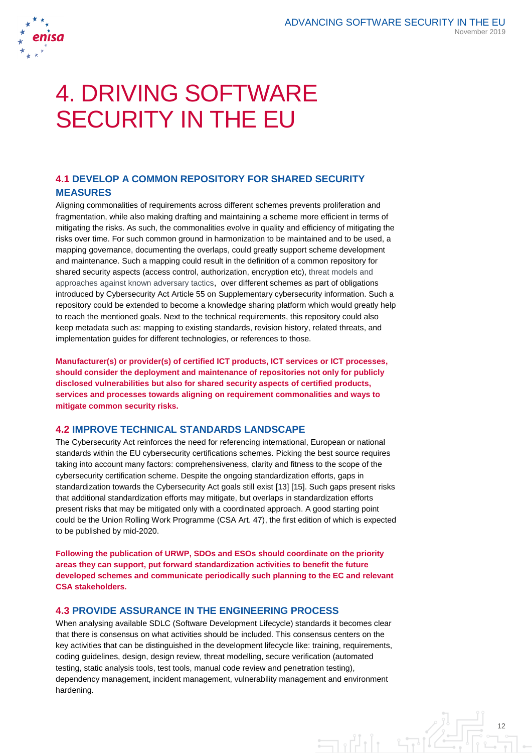# 4. DRIVING SOFTWARE SECURITY IN THE EU

## 4.1 DEVELOP A COMMON REPOSITORY FOR SHARED SECURITY MEASURES

Aligning commonalities of requirements across different schemes prevents proliferation and fragmentation, while also making drafting and maintaining a scheme more efficient in terms of mitigating the risks. As such, the commonalities evolve in quality and efficiency of mitigating the risks over time. For such common ground in harmonization to be maintained and to be used, a mapping governance, documenting the overlaps, could greatly support scheme development and maintenance. Such a mapping could result in the definition of a common repository for shared security aspects (access control, authorization, encryption etc), threat models and approaches against known adversary tactics, over different schemes as part of obligations introduced by Cybersecurity Act Article 55 on Supplementary cybersecurity information. Such a repository could be extended to become a knowledge sharing platform which would greatly help to reach the mentioned goals. Next to the technical requirements, this repository could also keep metadata such as: mapping to existing standards, revision history, related threats, and implementation guides for different technologies, or references to those.

**Manufacturer(s) or provider(s) of certified ICT products, ICT services or ICT processes, should consider the deployment and maintenance of repositories not only for publicly disclosed vulnerabilities but also for shared security aspects of certified products, services and processes towards aligning on requirement commonalities and ways to mitigate common security risks.**

## 4.2 IMPROVE TECHNICAL STANDARDS LANDSCAPE

The Cybersecurity Act reinforces the need for referencing international, European or national standards within the EU cybersecurity certifications schemes. Picking the best source requires taking into account many factors: comprehensiveness, clarity and fitness to the scope of the cybersecurity certification scheme. Despite the ongoing standardization efforts, gaps in standardization towards the Cybersecurity Act goals still exist [13] [15]. Such gaps present risks that additional standardization efforts may mitigate, but overlaps in standardization efforts present risks that may be mitigated only with a coordinated approach. A good starting point could be the Union Rolling Work Programme (CSA Art. 47), the first edition of which is expected to be published by mid-2020.

**Following the publication of URWP, SDOs and ESOs should coordinate on the priority areas they can support, put forward standardization activities to benefit the future developed schemes and communicate periodically such planning to the EC and relevant CSA stakeholders.**

## 4.3 PROVIDE ASSURANCE IN THE ENGINEERING PROCESS

When analysing available SDLC (Software Development Lifecycle) standards it becomes clear that there is consensus on what activities should be included. This consensus centers on the key activities that can be distinguished in the development lifecycle like: training, requirements, coding guidelines, design, design review, threat modelling, secure verification (automated testing, static analysis tools, test tools, manual code review and penetration testing), dependency management, incident management, vulnerability management and environment hardening.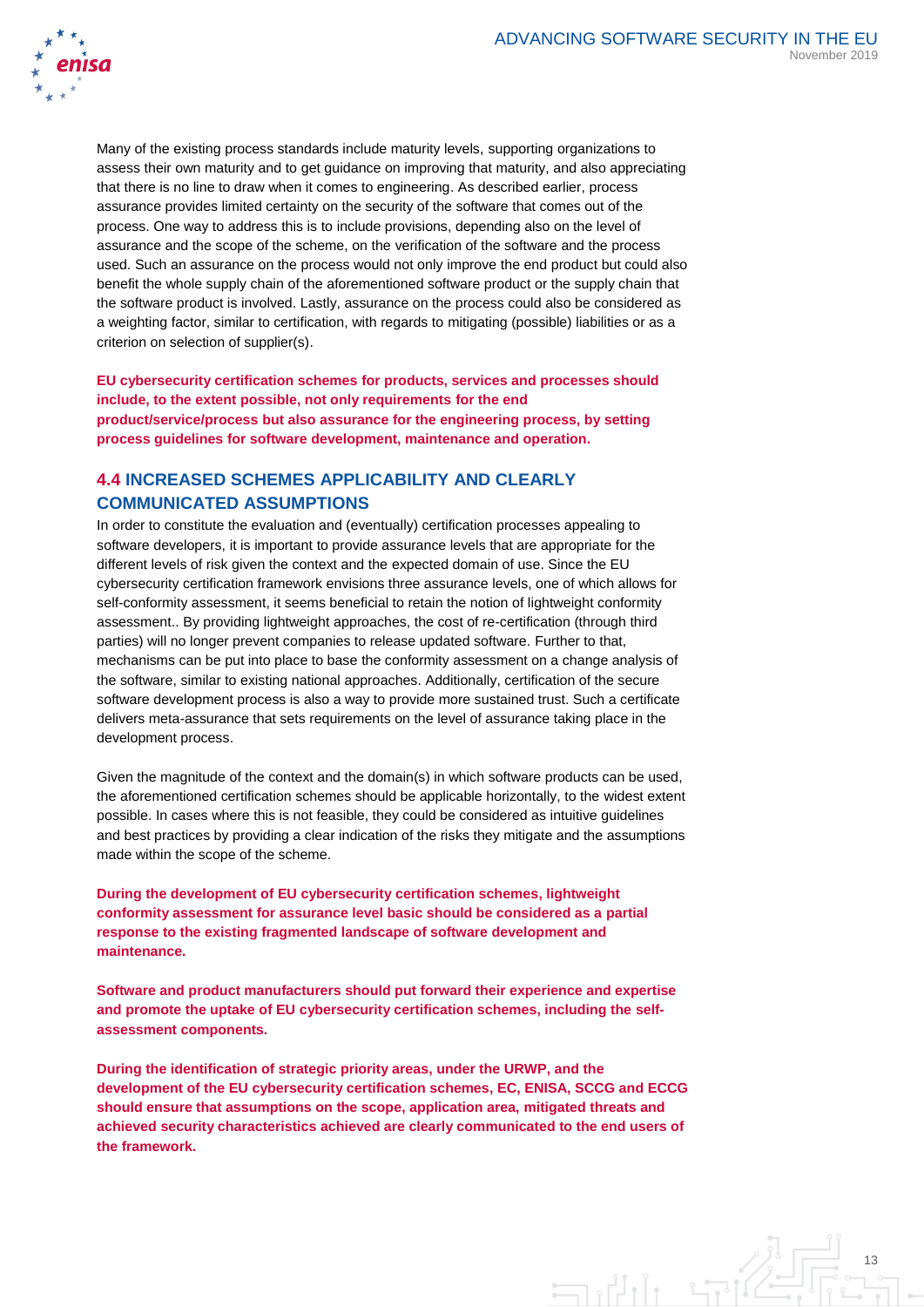Many of the existing process standards include maturity levels, supporting organizations to assess their own maturity and to get guidance on improving that maturity, and also appreciating that there is no line to draw when it comes to engineering. As described earlier, process assurance provides limited certainty on the security of the software that comes out of the process. One way to address this is to include provisions, depending also on the level of assurance and the scope of the scheme, on the verification of the software and the process used. Such an assurance on the process would not only improve the end product but could also benefit the whole supply chain of the aforementioned software product or the supply chain that the software product is involved. Lastly, assurance on the process could also be considered as a weighting factor, similar to certification, with regards to mitigating (possible) liabilities or as a criterion on selection of supplier(s).

**EU cybersecurity certification schemes for products, services and processes should include, to the extent possible, not only requirements for the end product/service/process but also assurance for the engineering process, by setting process guidelines for software development, maintenance and operation.**

## 4.4 INCREASED SCHEMES APPLICABILITY AND CLEARLY COMMUNICATED ASSUMPTIONS

In order to constitute the evaluation and (eventually) certification processes appealing to software developers, it is important to provide assurance levels that are appropriate for the different levels of risk given the context and the expected domain of use. Since the EU cybersecurity certification framework envisions three assurance levels, one of which allows for self-conformity assessment, it seems beneficial to retain the notion of lightweight conformity assessment.. By providing lightweight approaches, the cost of re-certification (through third parties) will no longer prevent companies to release updated software. Further to that, mechanisms can be put into place to base the conformity assessment on a change analysis of the software, similar to existing national approaches. Additionally, certification of the secure software development process is also a way to provide more sustained trust. Such a certificate delivers meta-assurance that sets requirements on the level of assurance taking place in the development process.

Given the magnitude of the context and the domain(s) in which software products can be used, the aforementioned certification schemes should be applicable horizontally, to the widest extent possible. In cases where this is not feasible, they could be considered as intuitive guidelines and best practices by providing a clear indication of the risks they mitigate and the assumptions made within the scope of the scheme.

**During the development of EU cybersecurity certification schemes, lightweight conformity assessment for assurance level basic should be considered as a partial response to the existing fragmented landscape of software development and maintenance.**

**Software and product manufacturers should put forward their experience and expertise and promote the uptake of EU cybersecurity certification schemes, including the self-assessment components.**

**During the identification of strategic priority areas, under the URWP, and the development of the EU cybersecurity certification schemes, EC, ENISA, SCCG and ECCG should ensure that assumptions on the scope, application area, mitigated threats and achieved security characteristics achieved are clearly communicated to the end users of the framework.**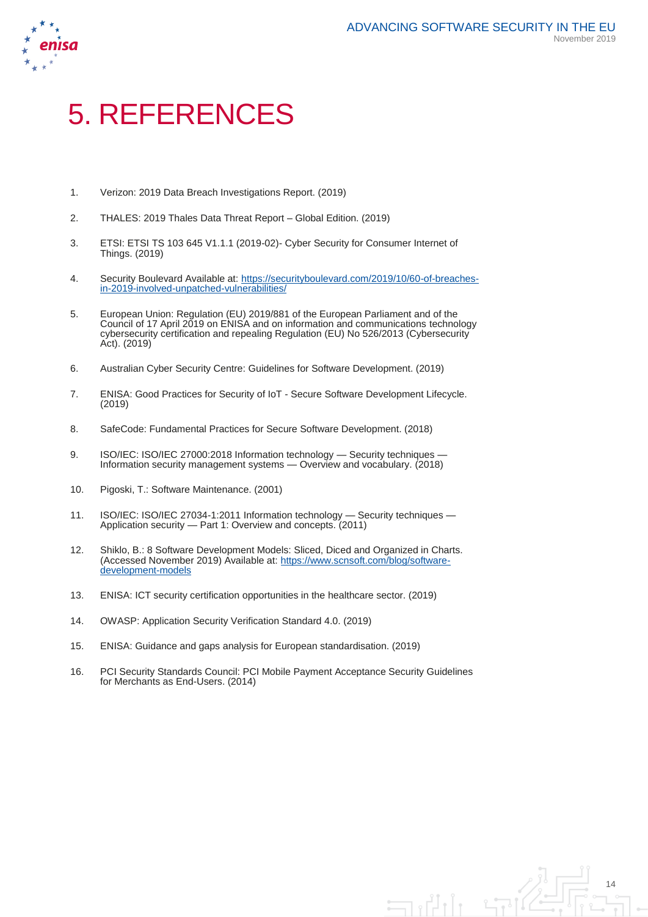# 5. REFERENCES

1. Verizon: 2019 Data Breach Investigations Report. (2019)

2. THALES: 2019 Thales Data Threat Report – Global Edition. (2019)

3. ETSI: ETSI TS 103 645 V1.1.1 (2019-02)- Cyber Security for Consumer Internet of Things. (2019)

4. Security Boulevard Available at: https://securityboulevard.com/2019/10/60-of-breaches-in-2019-involved-unpatched-vulnerabilities/

5. European Union: Regulation (EU) 2019/881 of the European Parliament and of the Council of 17 April 2019 on ENISA and on information and communications technology cybersecurity certification and repealing Regulation (EU) No 526/2013 (Cybersecurity Act). (2019)

6. Australian Cyber Security Centre: Guidelines for Software Development. (2019)

7. ENISA: Good Practices for Security of IoT - Secure Software Development Lifecycle. (2019)

8. SafeCode: Fundamental Practices for Secure Software Development. (2018)

9. ISO/IEC: ISO/IEC 27000:2018 Information technology — Security techniques — Information security management systems — Overview and vocabulary. (2018)

10. Pigoski, T.: Software Maintenance. (2001)

11. ISO/IEC: ISO/IEC 27034-1:2011 Information technology — Security techniques — Application security — Part 1: Overview and concepts. (2011)

12. Shiklo, B.: 8 Software Development Models: Sliced, Diced and Organized in Charts. (Accessed November 2019) Available at: https://www.scnsoft.com/blog/software-development-models

13. ENISA: ICT security certification opportunities in the healthcare sector. (2019)

14. OWASP: Application Security Verification Standard 4.0. (2019)

15. ENISA: Guidance and gaps analysis for European standardisation. (2019)

16. PCI Security Standards Council: PCI Mobile Payment Acceptance Security Guidelines for Merchants as End-Users. (2014)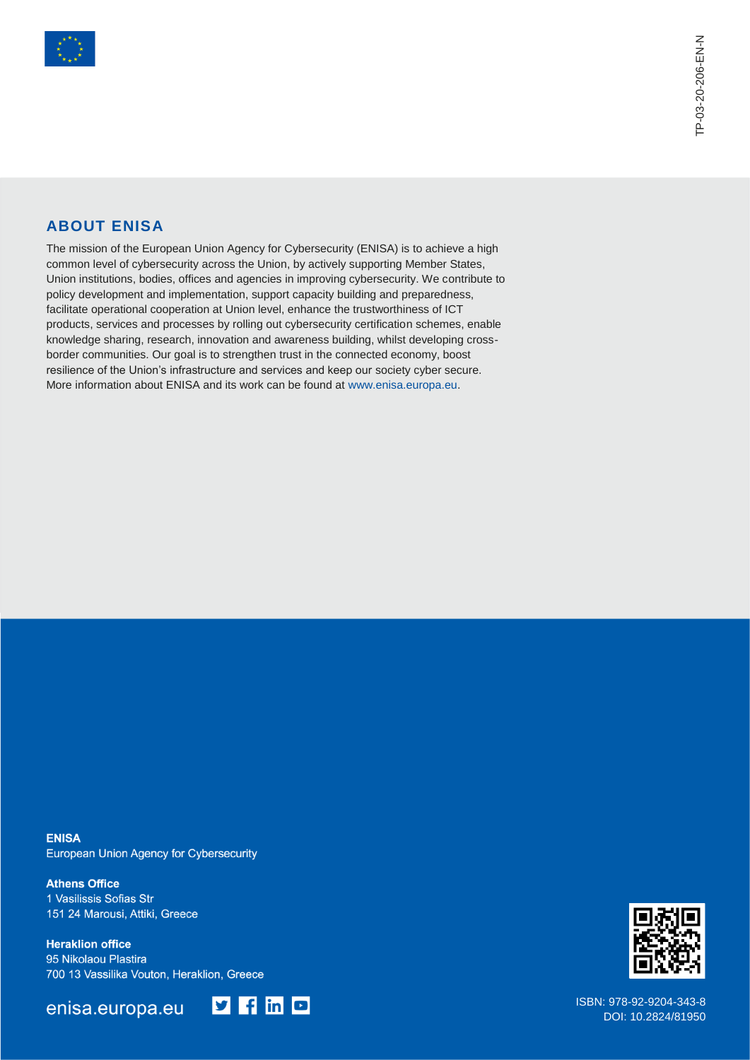TP-03-20-206-EN-N

## ABOUT ENISA

The mission of the European Union Agency for Cybersecurity (ENISA) is to achieve a high common level of cybersecurity across the Union, by actively supporting Member States, Union institutions, bodies, offices and agencies in improving cybersecurity. We contribute to policy development and implementation, support capacity building and preparedness, facilitate operational cooperation at Union level, enhance the trustworthiness of ICT products, services and processes by rolling out cybersecurity certification schemes, enable knowledge sharing, research, innovation and awareness building, whilst developing cross-border communities. Our goal is to strengthen trust in the connected economy, boost resilience of the Union's infrastructure and services and keep our society cyber secure. More information about ENISA and its work can be found at www.enisa.europa.eu.

**ENISA**
European Union Agency for Cybersecurity

**Athens Office**
1 Vasilissis Sofias Str
151 24 Marousi, Attiki, Greece

**Heraklion office**
95 Nikolaou Plastira
700 13 Vassilika Vouton, Heraklion, Greece

enisa.europa.eu

ISBN: 978-92-9204-343-8
DOI: 10.2824/81950